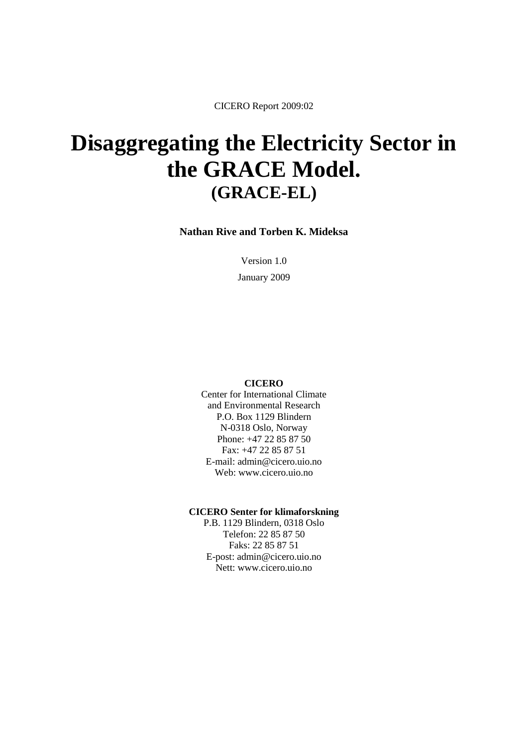CICERO Report 2009:02

# Disaggregating the Electricity Sector in the GRACE Model.
## (GRACE-EL)

**Nathan Rive and Torben K. Mideksa**

Version 1.0

January 2009

**CICERO**
Center for International Climate
and Environmental Research
P.O. Box 1129 Blindern
N-0318 Oslo, Norway
Phone: +47 22 85 87 50
Fax: +47 22 85 87 51
E-mail: admin@cicero.uio.no
Web: www.cicero.uio.no

**CICERO Senter for klimaforskning**
P.B. 1129 Blindern, 0318 Oslo
Telefon: 22 85 87 50
Faks: 22 85 87 51
E-post: admin@cicero.uio.no
Nett: www.cicero.uio.no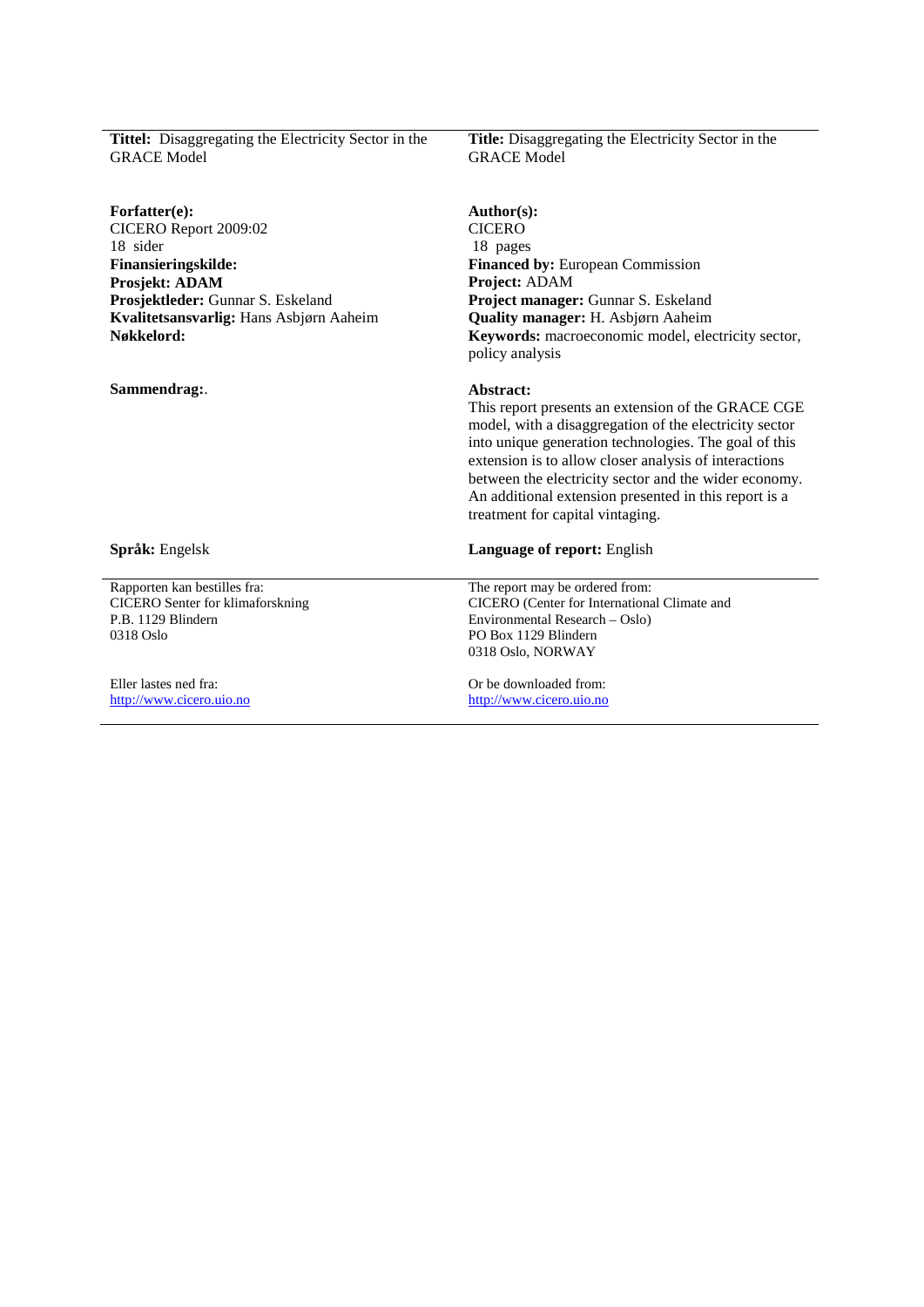| | |
|---|---|
| **Tittel:** Disaggregating the Electricity Sector in the GRACE Model | **Title:** Disaggregating the Electricity Sector in the GRACE Model |
| **Forfatter(e):**<br>CICERO Report 2009:02<br>18 sider<br>**Finansieringskilde:**<br>**Prosjekt: ADAM**<br>**Prosjektleder:** Gunnar S. Eskeland<br>**Kvalitetsansvarlig:** Hans Asbjørn Aaheim<br>**Nøkkelord:** | **Author(s):**<br>CICERO<br>18 pages<br>**Financed by:** European Commission<br>**Project:** ADAM<br>**Project manager:** Gunnar S. Eskeland<br>**Quality manager:** H. Asbjørn Aaheim<br>**Keywords:** macroeconomic model, electricity sector, policy analysis |
| **Sammendrag:**. | **Abstract:**<br>This report presents an extension of the GRACE CGE model, with a disaggregation of the electricity sector into unique generation technologies. The goal of this extension is to allow closer analysis of interactions between the electricity sector and the wider economy. An additional extension presented in this report is a treatment for capital vintaging. |
| **Språk:** Engelsk | **Language of report:** English |
| Rapporten kan bestilles fra:<br>CICERO Senter for klimaforskning<br>P.B. 1129 Blindern<br>0318 Oslo | The report may be ordered from:<br>CICERO (Center for International Climate and Environmental Research – Oslo)<br>PO Box 1129 Blindern<br>0318 Oslo, NORWAY |
| Eller lastes ned fra:<br>http://www.cicero.uio.no | Or be downloaded from:<br>http://www.cicero.uio.no |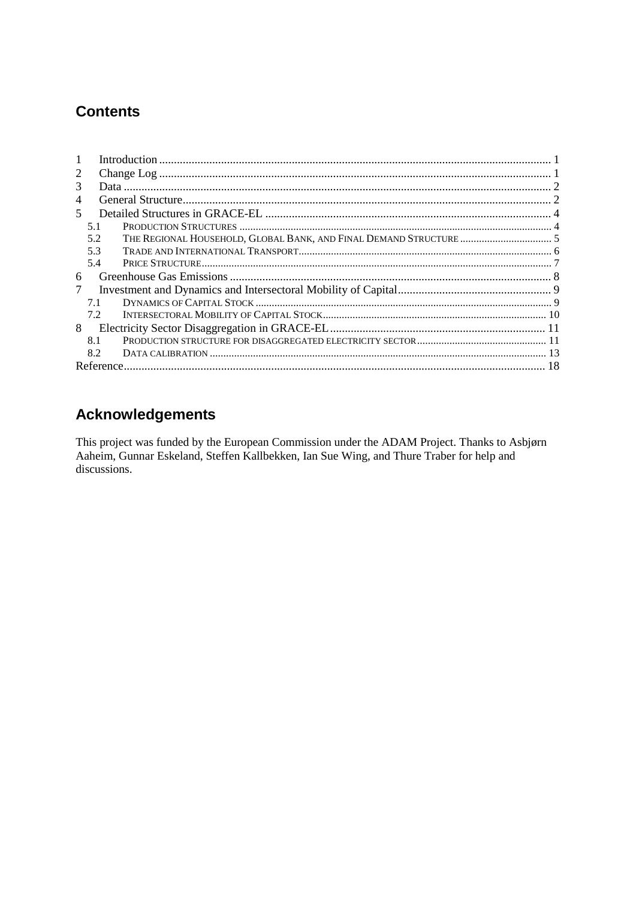## Contents

1 Introduction ..................................................................................................................... 1
2 Change Log ..................................................................................................................... 1
3 Data ................................................................................................................................. 2
4 General Structure ............................................................................................................ 2
5 Detailed Structures in GRACE-EL ................................................................................. 4
  5.1 PRODUCTION STRUCTURES ........................................................................................ 4
  5.2 THE REGIONAL HOUSEHOLD, GLOBAL BANK, AND FINAL DEMAND STRUCTURE ................. 5
  5.3 TRADE AND INTERNATIONAL TRANSPORT ...................................................................... 6
  5.4 PRICE STRUCTURE ...................................................................................................... 7
6 Greenhouse Gas Emissions ............................................................................................. 8
7 Investment and Dynamics and Intersectoral Mobility of Capital .................................... 9
  7.1 DYNAMICS OF CAPITAL STOCK .................................................................................... 9
  7.2 INTERSECTORAL MOBILITY OF CAPITAL STOCK .......................................................... 10
8 Electricity Sector Disaggregation in GRACE-EL .......................................................... 11
  8.1 PRODUCTION STRUCTURE FOR DISAGGREGATED ELECTRICITY SECTOR ......................... 11
  8.2 DATA CALIBRATION .................................................................................................. 13
Reference ............................................................................................................................ 18

## Acknowledgements

This project was funded by the European Commission under the ADAM Project. Thanks to Asbjørn Aaheim, Gunnar Eskeland, Steffen Kallbekken, Ian Sue Wing, and Thure Traber for help and discussions.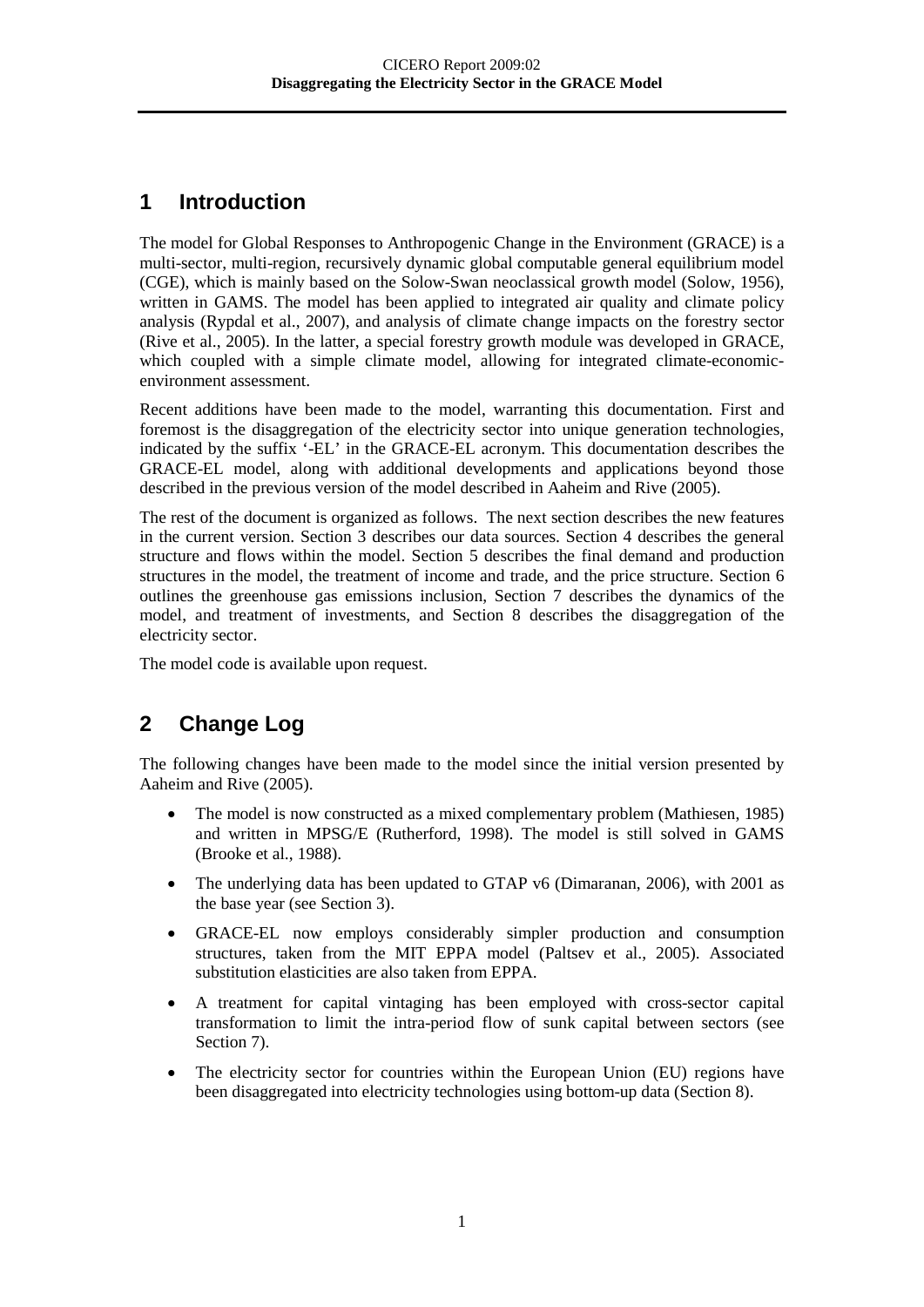# 1 Introduction

The model for Global Responses to Anthropogenic Change in the Environment (GRACE) is a multi-sector, multi-region, recursively dynamic global computable general equilibrium model (CGE), which is mainly based on the Solow-Swan neoclassical growth model (Solow, 1956), written in GAMS. The model has been applied to integrated air quality and climate policy analysis (Rypdal et al., 2007), and analysis of climate change impacts on the forestry sector (Rive et al., 2005). In the latter, a special forestry growth module was developed in GRACE, which coupled with a simple climate model, allowing for integrated climate-economic-environment assessment.

Recent additions have been made to the model, warranting this documentation. First and foremost is the disaggregation of the electricity sector into unique generation technologies, indicated by the suffix '-EL' in the GRACE-EL acronym. This documentation describes the GRACE-EL model, along with additional developments and applications beyond those described in the previous version of the model described in Aaheim and Rive (2005).

The rest of the document is organized as follows. The next section describes the new features in the current version. Section 3 describes our data sources. Section 4 describes the general structure and flows within the model. Section 5 describes the final demand and production structures in the model, the treatment of income and trade, and the price structure. Section 6 outlines the greenhouse gas emissions inclusion, Section 7 describes the dynamics of the model, and treatment of investments, and Section 8 describes the disaggregation of the electricity sector.

The model code is available upon request.

# 2 Change Log

The following changes have been made to the model since the initial version presented by Aaheim and Rive (2005).

- The model is now constructed as a mixed complementary problem (Mathiesen, 1985) and written in MPSG/E (Rutherford, 1998). The model is still solved in GAMS (Brooke et al., 1988).
- The underlying data has been updated to GTAP v6 (Dimaranan, 2006), with 2001 as the base year (see Section 3).
- GRACE-EL now employs considerably simpler production and consumption structures, taken from the MIT EPPA model (Paltsev et al., 2005). Associated substitution elasticities are also taken from EPPA.
- A treatment for capital vintaging has been employed with cross-sector capital transformation to limit the intra-period flow of sunk capital between sectors (see Section 7).
- The electricity sector for countries within the European Union (EU) regions have been disaggregated into electricity technologies using bottom-up data (Section 8).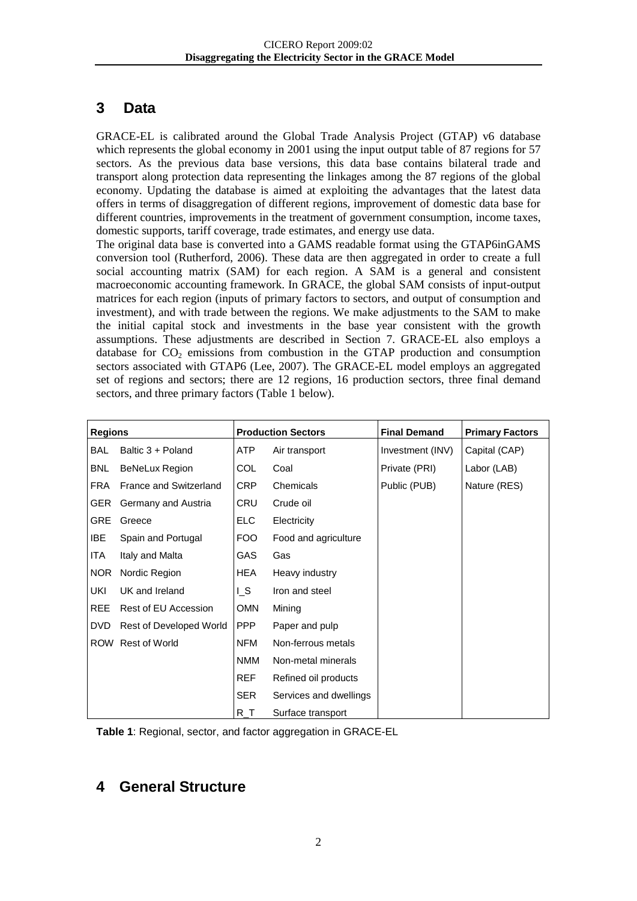# 3 Data

GRACE-EL is calibrated around the Global Trade Analysis Project (GTAP) v6 database which represents the global economy in 2001 using the input output table of 87 regions for 57 sectors. As the previous data base versions, this data base contains bilateral trade and transport along protection data representing the linkages among the 87 regions of the global economy. Updating the database is aimed at exploiting the advantages that the latest data offers in terms of disaggregation of different regions, improvement of domestic data base for different countries, improvements in the treatment of government consumption, income taxes, domestic supports, tariff coverage, trade estimates, and energy use data.
The original data base is converted into a GAMS readable format using the GTAP6inGAMS conversion tool (Rutherford, 2006). These data are then aggregated in order to create a full social accounting matrix (SAM) for each region. A SAM is a general and consistent macroeconomic accounting framework. In GRACE, the global SAM consists of input-output matrices for each region (inputs of primary factors to sectors, and output of consumption and investment), and with trade between the regions. We make adjustments to the SAM to make the initial capital stock and investments in the base year consistent with the growth assumptions. These adjustments are described in Section 7. GRACE-EL also employs a database for $CO_2$ emissions from combustion in the GTAP production and consumption sectors associated with GTAP6 (Lee, 2007). The GRACE-EL model employs an aggregated set of regions and sectors; there are 12 regions, 16 production sectors, three final demand sectors, and three primary factors (Table 1 below).

| Regions | | Production Sectors | | Final Demand | Primary Factors |
|---|---|---|---|---|---|
| BAL | Baltic 3 + Poland | ATP | Air transport | Investment (INV) | Capital (CAP) |
| BNL | BeNeLux Region | COL | Coal | Private (PRI) | Labor (LAB) |
| FRA | France and Switzerland | CRP | Chemicals | Public (PUB) | Nature (RES) |
| GER | Germany and Austria | CRU | Crude oil | | |
| GRE | Greece | ELC | Electricity | | |
| IBE | Spain and Portugal | FOO | Food and agriculture | | |
| ITA | Italy and Malta | GAS | Gas | | |
| NOR | Nordic Region | HEA | Heavy industry | | |
| UKI | UK and Ireland | I_S | Iron and steel | | |
| REE | Rest of EU Accession | OMN | Mining | | |
| DVD | Rest of Developed World | PPP | Paper and pulp | | |
| ROW | Rest of World | NFM | Non-ferrous metals | | |
| | | NMM | Non-metal minerals | | |
| | | REF | Refined oil products | | |
| | | SER | Services and dwellings | | |
| | | R_T | Surface transport | | |

**Table 1**: Regional, sector, and factor aggregation in GRACE-EL

# 4 General Structure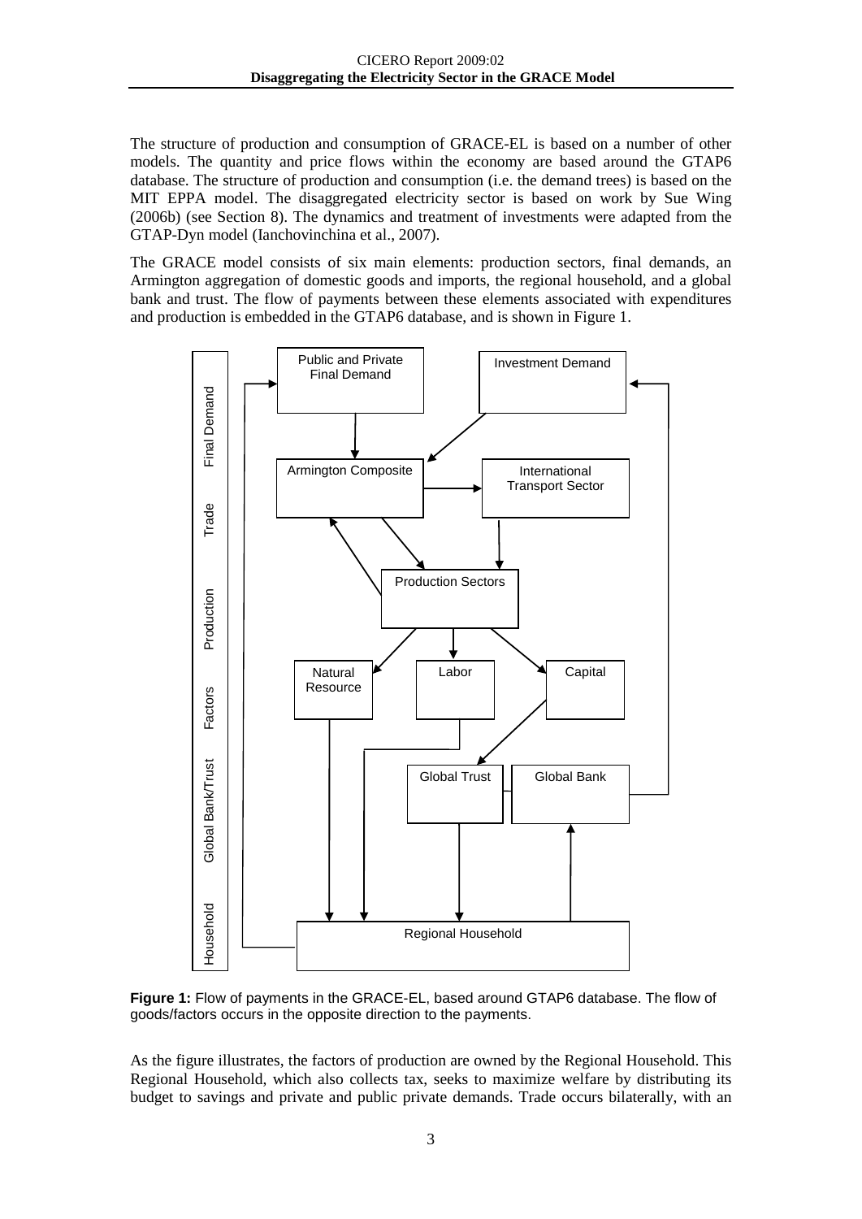The structure of production and consumption of GRACE-EL is based on a number of other models. The quantity and price flows within the economy are based around the GTAP6 database. The structure of production and consumption (i.e. the demand trees) is based on the MIT EPPA model. The disaggregated electricity sector is based on work by Sue Wing (2006b) (see Section 8). The dynamics and treatment of investments were adapted from the GTAP-Dyn model (Ianchovinchina et al., 2007).

The GRACE model consists of six main elements: production sectors, final demands, an Armington aggregation of domestic goods and imports, the regional household, and a global bank and trust. The flow of payments between these elements associated with expenditures and production is embedded in the GTAP6 database, and is shown in Figure 1.

**Figure 1:** Flow of payments in the GRACE-EL, based around GTAP6 database. The flow of goods/factors occurs in the opposite direction to the payments.

As the figure illustrates, the factors of production are owned by the Regional Household. This Regional Household, which also collects tax, seeks to maximize welfare by distributing its budget to savings and private and public private demands. Trade occurs bilaterally, with an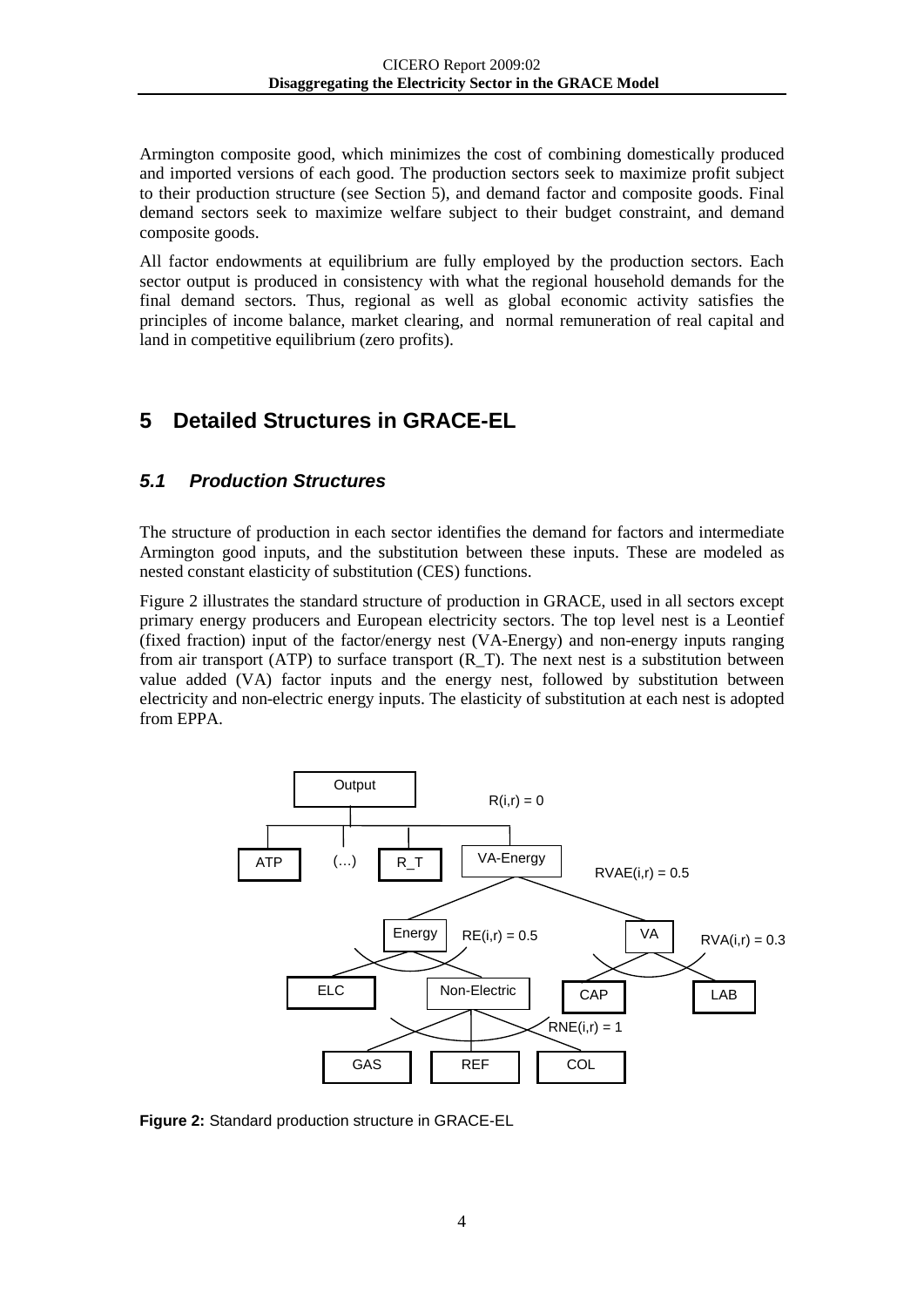Armington composite good, which minimizes the cost of combining domestically produced and imported versions of each good. The production sectors seek to maximize profit subject to their production structure (see Section 5), and demand factor and composite goods. Final demand sectors seek to maximize welfare subject to their budget constraint, and demand composite goods.

All factor endowments at equilibrium are fully employed by the production sectors. Each sector output is produced in consistency with what the regional household demands for the final demand sectors. Thus, regional as well as global economic activity satisfies the principles of income balance, market clearing, and normal remuneration of real capital and land in competitive equilibrium (zero profits).

# 5 Detailed Structures in GRACE-EL

## 5.1 Production Structures

The structure of production in each sector identifies the demand for factors and intermediate Armington good inputs, and the substitution between these inputs. These are modeled as nested constant elasticity of substitution (CES) functions.

Figure 2 illustrates the standard structure of production in GRACE, used in all sectors except primary energy producers and European electricity sectors. The top level nest is a Leontief (fixed fraction) input of the factor/energy nest (VA-Energy) and non-energy inputs ranging from air transport (ATP) to surface transport (R_T). The next nest is a substitution between value added (VA) factor inputs and the energy nest, followed by substitution between electricity and non-electric energy inputs. The elasticity of substitution at each nest is adopted from EPPA.

Output

R(i,r) = 0

ATP (…) R_T VA-Energy

RVAE(i,r) = 0.5

Energy RE(i,r) = 0.5 VA RVA(i,r) = 0.3

ELC Non-Electric CAP LAB

RNE(i,r) = 1

GAS REF COL

**Figure 2:** Standard production structure in GRACE-EL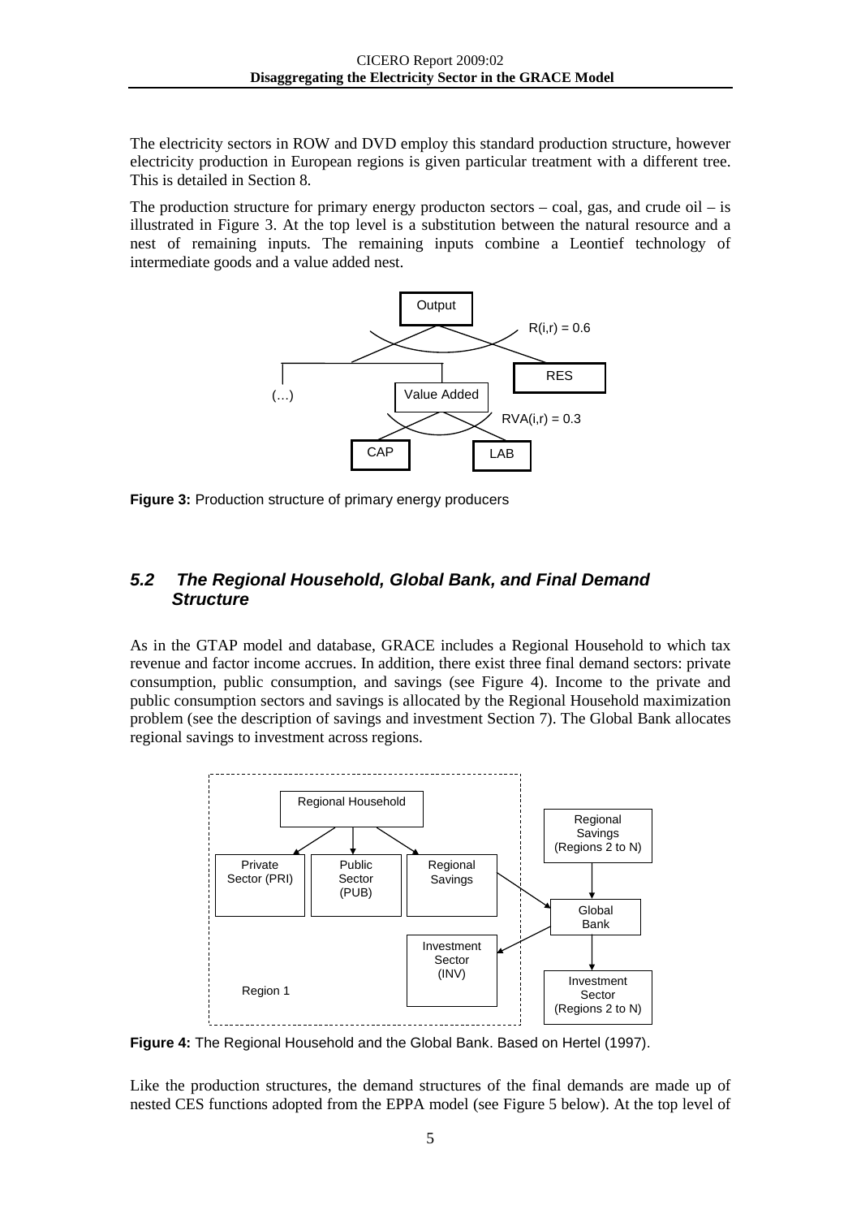The electricity sectors in ROW and DVD employ this standard production structure, however electricity production in European regions is given particular treatment with a different tree. This is detailed in Section 8.

The production structure for primary energy producton sectors – coal, gas, and crude oil – is illustrated in Figure 3. At the top level is a substitution between the natural resource and a nest of remaining inputs. The remaining inputs combine a Leontief technology of intermediate goods and a value added nest.

**Figure 3:** Production structure of primary energy producers

## *5.2 The Regional Household, Global Bank, and Final Demand Structure*

As in the GTAP model and database, GRACE includes a Regional Household to which tax revenue and factor income accrues. In addition, there exist three final demand sectors: private consumption, public consumption, and savings (see Figure 4). Income to the private and public consumption sectors and savings is allocated by the Regional Household maximization problem (see the description of savings and investment Section 7). The Global Bank allocates regional savings to investment across regions.

**Figure 4:** The Regional Household and the Global Bank. Based on Hertel (1997).

Like the production structures, the demand structures of the final demands are made up of nested CES functions adopted from the EPPA model (see Figure 5 below). At the top level of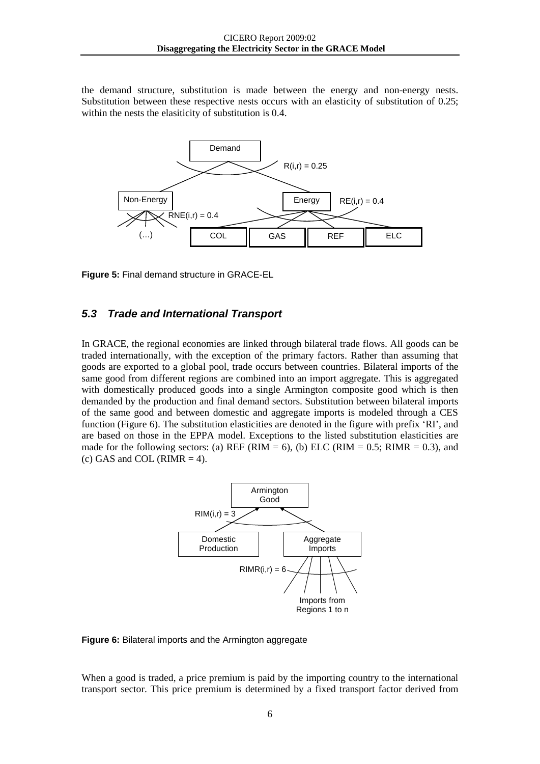the demand structure, substitution is made between the energy and non-energy nests. Substitution between these respective nests occurs with an elasticity of substitution of 0.25; within the nests the elasiticity of substitution is 0.4.

**Figure 5:** Final demand structure in GRACE-EL

## *5.3 Trade and International Transport*

In GRACE, the regional economies are linked through bilateral trade flows. All goods can be traded internationally, with the exception of the primary factors. Rather than assuming that goods are exported to a global pool, trade occurs between countries. Bilateral imports of the same good from different regions are combined into an import aggregate. This is aggregated with domestically produced goods into a single Armington composite good which is then demanded by the production and final demand sectors. Substitution between bilateral imports of the same good and between domestic and aggregate imports is modeled through a CES function (Figure 6). The substitution elasticities are denoted in the figure with prefix 'RI', and are based on those in the EPPA model. Exceptions to the listed substitution elasticities are made for the following sectors: (a) REF (RIM = 6), (b) ELC (RIM = 0.5; RIMR = 0.3), and (c) GAS and COL (RIMR = 4).

**Figure 6:** Bilateral imports and the Armington aggregate

When a good is traded, a price premium is paid by the importing country to the international transport sector. This price premium is determined by a fixed transport factor derived from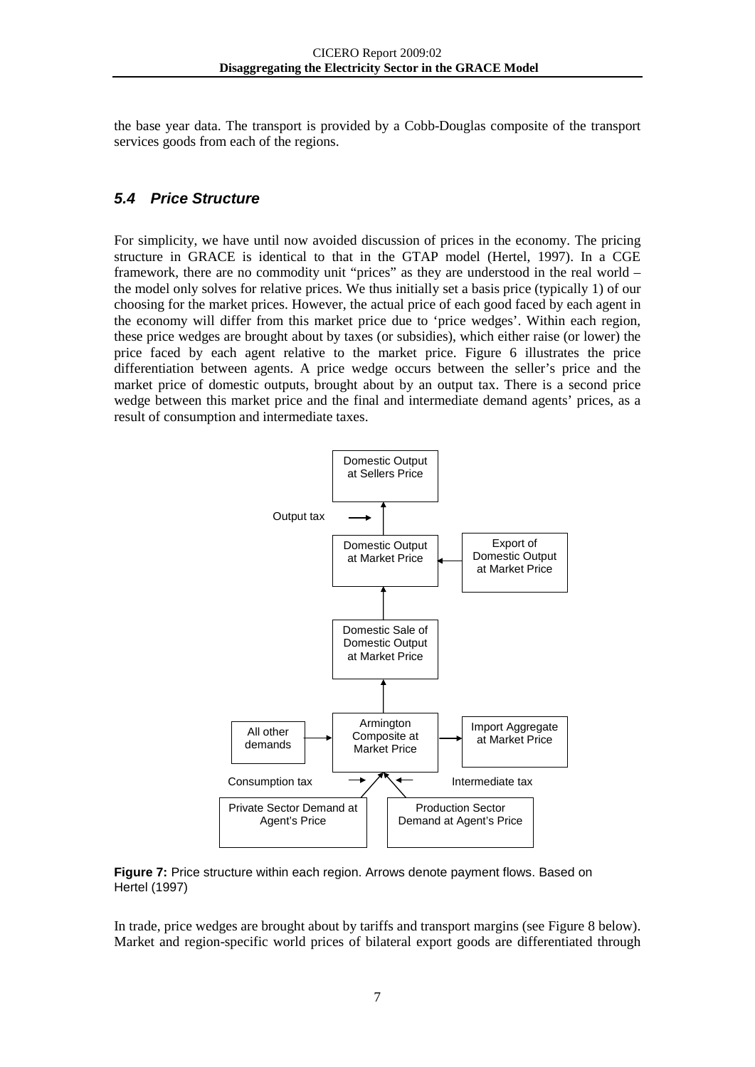the base year data. The transport is provided by a Cobb-Douglas composite of the transport services goods from each of the regions.

### 5.4 Price Structure

For simplicity, we have until now avoided discussion of prices in the economy. The pricing structure in GRACE is identical to that in the GTAP model (Hertel, 1997). In a CGE framework, there are no commodity unit "prices" as they are understood in the real world – the model only solves for relative prices. We thus initially set a basis price (typically 1) of our choosing for the market prices. However, the actual price of each good faced by each agent in the economy will differ from this market price due to 'price wedges'. Within each region, these price wedges are brought about by taxes (or subsidies), which either raise (or lower) the price faced by each agent relative to the market price. Figure 6 illustrates the price differentiation between agents. A price wedge occurs between the seller's price and the market price of domestic outputs, brought about by an output tax. There is a second price wedge between this market price and the final and intermediate demand agents' prices, as a result of consumption and intermediate taxes.

Domestic Output at Sellers Price

Output tax

Domestic Output at Market Price

Export of Domestic Output at Market Price

Domestic Sale of Domestic Output at Market Price

All other demands

Armington Composite at Market Price

Import Aggregate at Market Price

Consumption tax

Intermediate tax

Private Sector Demand at Agent's Price

Production Sector Demand at Agent's Price

**Figure 7:** Price structure within each region. Arrows denote payment flows. Based on Hertel (1997)

In trade, price wedges are brought about by tariffs and transport margins (see Figure 8 below). Market and region-specific world prices of bilateral export goods are differentiated through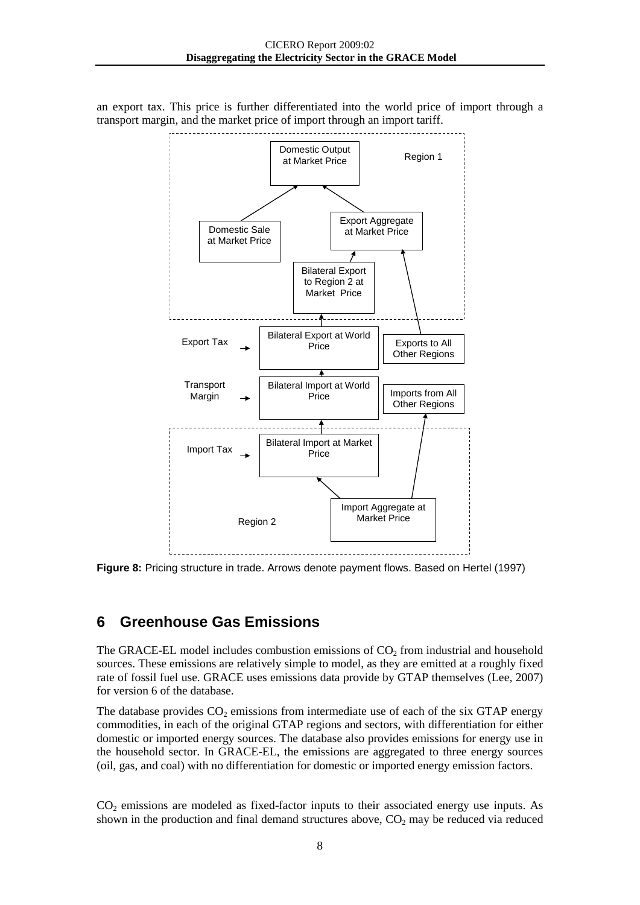an export tax. This price is further differentiated into the world price of import through a transport margin, and the market price of import through an import tariff.

**Figure 8:** Pricing structure in trade. Arrows denote payment flows. Based on Hertel (1997)

## 6 Greenhouse Gas Emissions

The GRACE-EL model includes combustion emissions of $CO_2$ from industrial and household sources. These emissions are relatively simple to model, as they are emitted at a roughly fixed rate of fossil fuel use. GRACE uses emissions data provide by GTAP themselves (Lee, 2007) for version 6 of the database.

The database provides $CO_2$ emissions from intermediate use of each of the six GTAP energy commodities, in each of the original GTAP regions and sectors, with differentiation for either domestic or imported energy sources. The database also provides emissions for energy use in the household sector. In GRACE-EL, the emissions are aggregated to three energy sources (oil, gas, and coal) with no differentiation for domestic or imported energy emission factors.

$CO_2$ emissions are modeled as fixed-factor inputs to their associated energy use inputs. As shown in the production and final demand structures above, $CO_2$ may be reduced via reduced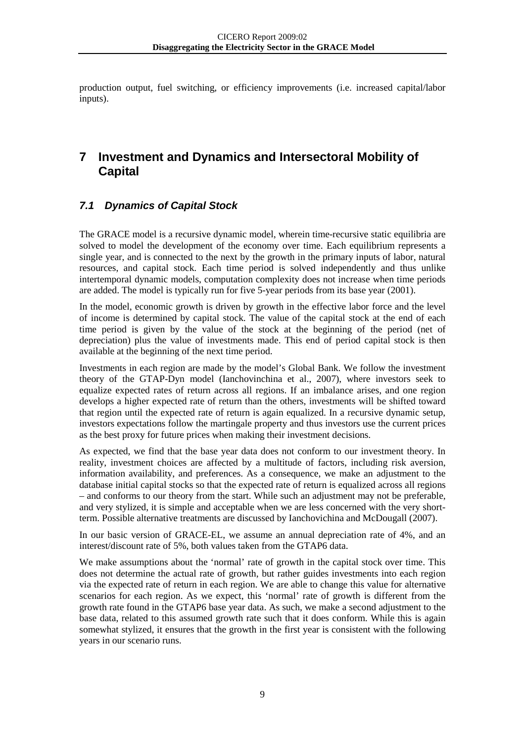production output, fuel switching, or efficiency improvements (i.e. increased capital/labor inputs).

# 7 Investment and Dynamics and Intersectoral Mobility of Capital

## *7.1 Dynamics of Capital Stock*

The GRACE model is a recursive dynamic model, wherein time-recursive static equilibria are solved to model the development of the economy over time. Each equilibrium represents a single year, and is connected to the next by the growth in the primary inputs of labor, natural resources, and capital stock. Each time period is solved independently and thus unlike intertemporal dynamic models, computation complexity does not increase when time periods are added. The model is typically run for five 5-year periods from its base year (2001).

In the model, economic growth is driven by growth in the effective labor force and the level of income is determined by capital stock. The value of the capital stock at the end of each time period is given by the value of the stock at the beginning of the period (net of depreciation) plus the value of investments made. This end of period capital stock is then available at the beginning of the next time period.

Investments in each region are made by the model's Global Bank. We follow the investment theory of the GTAP-Dyn model (Ianchovinchina et al., 2007), where investors seek to equalize expected rates of return across all regions. If an imbalance arises, and one region develops a higher expected rate of return than the others, investments will be shifted toward that region until the expected rate of return is again equalized. In a recursive dynamic setup, investors expectations follow the martingale property and thus investors use the current prices as the best proxy for future prices when making their investment decisions.

As expected, we find that the base year data does not conform to our investment theory. In reality, investment choices are affected by a multitude of factors, including risk aversion, information availability, and preferences. As a consequence, we make an adjustment to the database initial capital stocks so that the expected rate of return is equalized across all regions – and conforms to our theory from the start. While such an adjustment may not be preferable, and very stylized, it is simple and acceptable when we are less concerned with the very short-term. Possible alternative treatments are discussed by Ianchovichina and McDougall (2007).

In our basic version of GRACE-EL, we assume an annual depreciation rate of 4%, and an interest/discount rate of 5%, both values taken from the GTAP6 data.

We make assumptions about the 'normal' rate of growth in the capital stock over time. This does not determine the actual rate of growth, but rather guides investments into each region via the expected rate of return in each region. We are able to change this value for alternative scenarios for each region. As we expect, this 'normal' rate of growth is different from the growth rate found in the GTAP6 base year data. As such, we make a second adjustment to the base data, related to this assumed growth rate such that it does conform. While this is again somewhat stylized, it ensures that the growth in the first year is consistent with the following years in our scenario runs.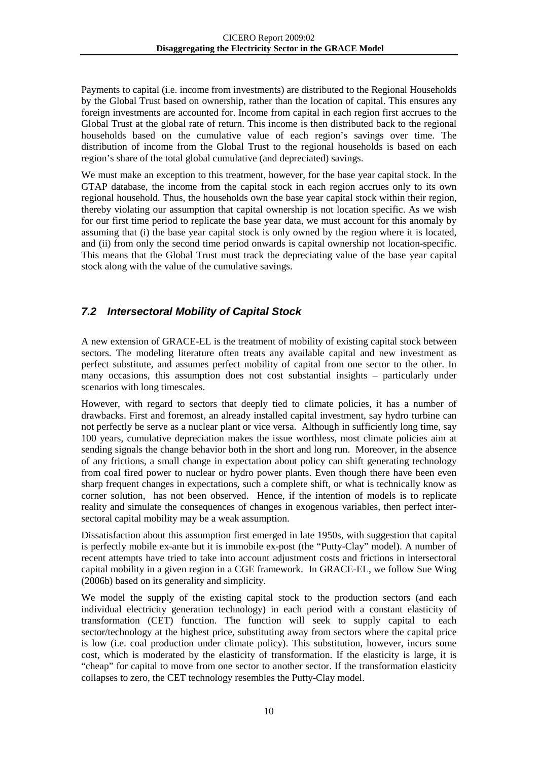Payments to capital (i.e. income from investments) are distributed to the Regional Households by the Global Trust based on ownership, rather than the location of capital. This ensures any foreign investments are accounted for. Income from capital in each region first accrues to the Global Trust at the global rate of return. This income is then distributed back to the regional households based on the cumulative value of each region's savings over time. The distribution of income from the Global Trust to the regional households is based on each region's share of the total global cumulative (and depreciated) savings.

We must make an exception to this treatment, however, for the base year capital stock. In the GTAP database, the income from the capital stock in each region accrues only to its own regional household. Thus, the households own the base year capital stock within their region, thereby violating our assumption that capital ownership is not location specific. As we wish for our first time period to replicate the base year data, we must account for this anomaly by assuming that (i) the base year capital stock is only owned by the region where it is located, and (ii) from only the second time period onwards is capital ownership not location-specific. This means that the Global Trust must track the depreciating value of the base year capital stock along with the value of the cumulative savings.

## *7.2 Intersectoral Mobility of Capital Stock*

A new extension of GRACE-EL is the treatment of mobility of existing capital stock between sectors. The modeling literature often treats any available capital and new investment as perfect substitute, and assumes perfect mobility of capital from one sector to the other. In many occasions, this assumption does not cost substantial insights – particularly under scenarios with long timescales.

However, with regard to sectors that deeply tied to climate policies, it has a number of drawbacks. First and foremost, an already installed capital investment, say hydro turbine can not perfectly be serve as a nuclear plant or vice versa. Although in sufficiently long time, say 100 years, cumulative depreciation makes the issue worthless, most climate policies aim at sending signals the change behavior both in the short and long run. Moreover, in the absence of any frictions, a small change in expectation about policy can shift generating technology from coal fired power to nuclear or hydro power plants. Even though there have been even sharp frequent changes in expectations, such a complete shift, or what is technically know as corner solution, has not been observed. Hence, if the intention of models is to replicate reality and simulate the consequences of changes in exogenous variables, then perfect inter-sectoral capital mobility may be a weak assumption.

Dissatisfaction about this assumption first emerged in late 1950s, with suggestion that capital is perfectly mobile ex-ante but it is immobile ex-post (the "Putty-Clay" model). A number of recent attempts have tried to take into account adjustment costs and frictions in intersectoral capital mobility in a given region in a CGE framework. In GRACE-EL, we follow Sue Wing (2006b) based on its generality and simplicity.

We model the supply of the existing capital stock to the production sectors (and each individual electricity generation technology) in each period with a constant elasticity of transformation (CET) function. The function will seek to supply capital to each sector/technology at the highest price, substituting away from sectors where the capital price is low (i.e. coal production under climate policy). This substitution, however, incurs some cost, which is moderated by the elasticity of transformation. If the elasticity is large, it is "cheap" for capital to move from one sector to another sector. If the transformation elasticity collapses to zero, the CET technology resembles the Putty-Clay model.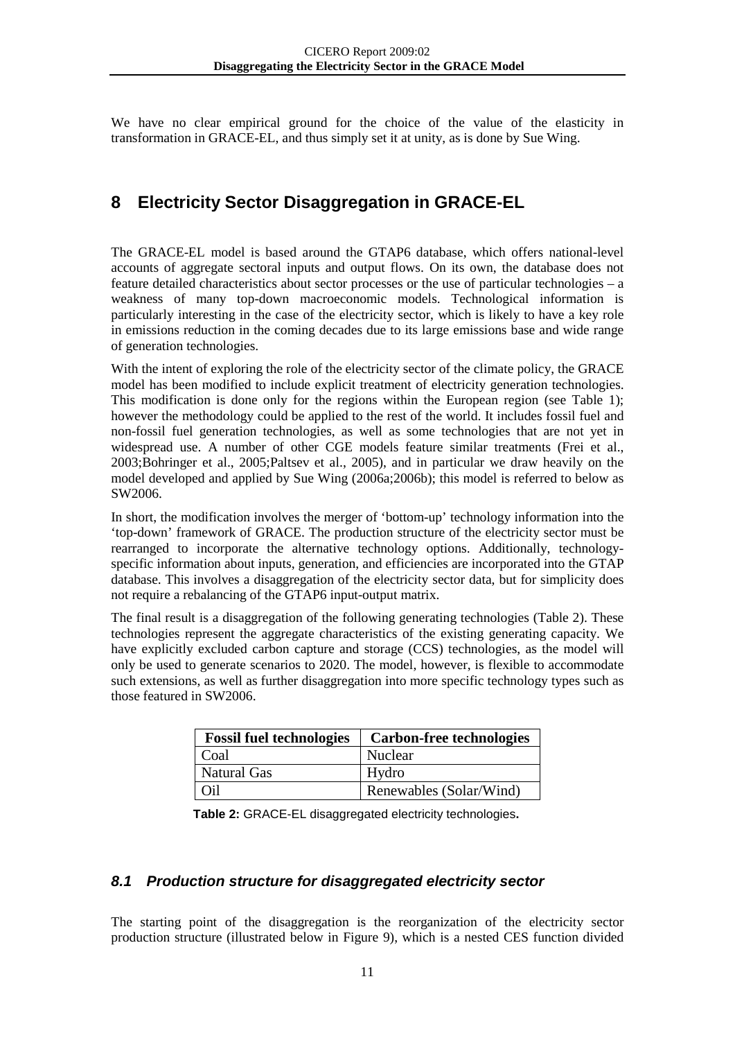We have no clear empirical ground for the choice of the value of the elasticity in transformation in GRACE-EL, and thus simply set it at unity, as is done by Sue Wing.

# 8 Electricity Sector Disaggregation in GRACE-EL

The GRACE-EL model is based around the GTAP6 database, which offers national-level accounts of aggregate sectoral inputs and output flows. On its own, the database does not feature detailed characteristics about sector processes or the use of particular technologies – a weakness of many top-down macroeconomic models. Technological information is particularly interesting in the case of the electricity sector, which is likely to have a key role in emissions reduction in the coming decades due to its large emissions base and wide range of generation technologies.

With the intent of exploring the role of the electricity sector of the climate policy, the GRACE model has been modified to include explicit treatment of electricity generation technologies. This modification is done only for the regions within the European region (see Table 1); however the methodology could be applied to the rest of the world. It includes fossil fuel and non-fossil fuel generation technologies, as well as some technologies that are not yet in widespread use. A number of other CGE models feature similar treatments (Frei et al., 2003;Bohringer et al., 2005;Paltsev et al., 2005), and in particular we draw heavily on the model developed and applied by Sue Wing (2006a;2006b); this model is referred to below as SW2006.

In short, the modification involves the merger of 'bottom-up' technology information into the 'top-down' framework of GRACE. The production structure of the electricity sector must be rearranged to incorporate the alternative technology options. Additionally, technology-specific information about inputs, generation, and efficiencies are incorporated into the GTAP database. This involves a disaggregation of the electricity sector data, but for simplicity does not require a rebalancing of the GTAP6 input-output matrix.

The final result is a disaggregation of the following generating technologies (Table 2). These technologies represent the aggregate characteristics of the existing generating capacity. We have explicitly excluded carbon capture and storage (CCS) technologies, as the model will only be used to generate scenarios to 2020. The model, however, is flexible to accommodate such extensions, as well as further disaggregation into more specific technology types such as those featured in SW2006.

| Fossil fuel technologies | Carbon-free technologies |
|---|---|
| Coal | Nuclear |
| Natural Gas | Hydro |
| Oil | Renewables (Solar/Wind) |

**Table 2:** GRACE-EL disaggregated electricity technologies**.**

## *8.1 Production structure for disaggregated electricity sector*

The starting point of the disaggregation is the reorganization of the electricity sector production structure (illustrated below in Figure 9), which is a nested CES function divided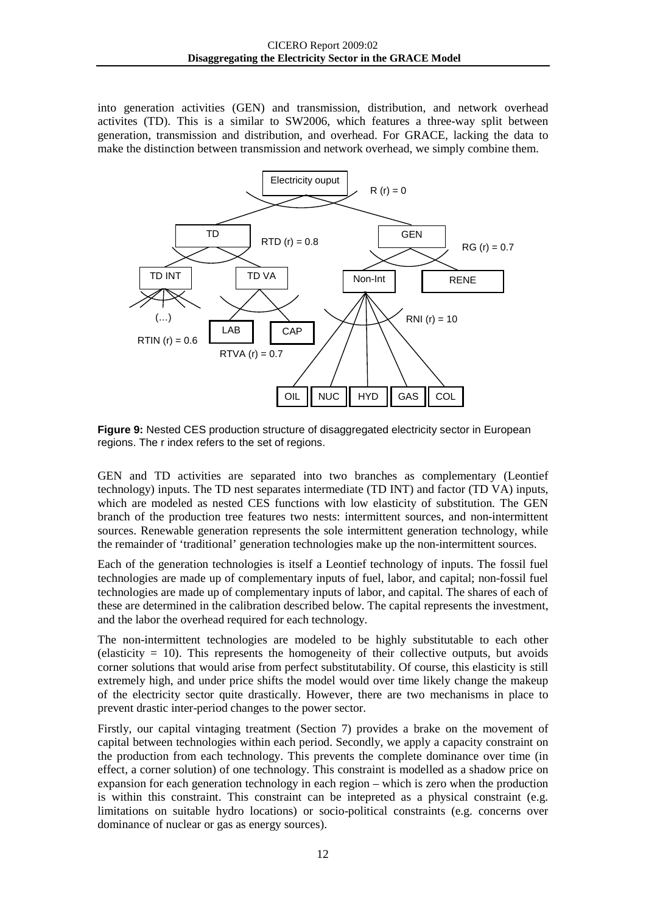into generation activities (GEN) and transmission, distribution, and network overhead activites (TD). This is a similar to SW2006, which features a three-way split between generation, transmission and distribution, and overhead. For GRACE, lacking the data to make the distinction between transmission and network overhead, we simply combine them.

**Figure 9:** Nested CES production structure of disaggregated electricity sector in European regions. The r index refers to the set of regions.

GEN and TD activities are separated into two branches as complementary (Leontief technology) inputs. The TD nest separates intermediate (TD INT) and factor (TD VA) inputs, which are modeled as nested CES functions with low elasticity of substitution. The GEN branch of the production tree features two nests: intermittent sources, and non-intermittent sources. Renewable generation represents the sole intermittent generation technology, while the remainder of 'traditional' generation technologies make up the non-intermittent sources.

Each of the generation technologies is itself a Leontief technology of inputs. The fossil fuel technologies are made up of complementary inputs of fuel, labor, and capital; non-fossil fuel technologies are made up of complementary inputs of labor, and capital. The shares of each of these are determined in the calibration described below. The capital represents the investment, and the labor the overhead required for each technology.

The non-intermittent technologies are modeled to be highly substitutable to each other (elasticity = 10). This represents the homogeneity of their collective outputs, but avoids corner solutions that would arise from perfect substitutability. Of course, this elasticity is still extremely high, and under price shifts the model would over time likely change the makeup of the electricity sector quite drastically. However, there are two mechanisms in place to prevent drastic inter-period changes to the power sector.

Firstly, our capital vintaging treatment (Section 7) provides a brake on the movement of capital between technologies within each period. Secondly, we apply a capacity constraint on the production from each technology. This prevents the complete dominance over time (in effect, a corner solution) of one technology. This constraint is modelled as a shadow price on expansion for each generation technology in each region – which is zero when the production is within this constraint. This constraint can be intepreted as a physical constraint (e.g. limitations on suitable hydro locations) or socio-political constraints (e.g. concerns over dominance of nuclear or gas as energy sources).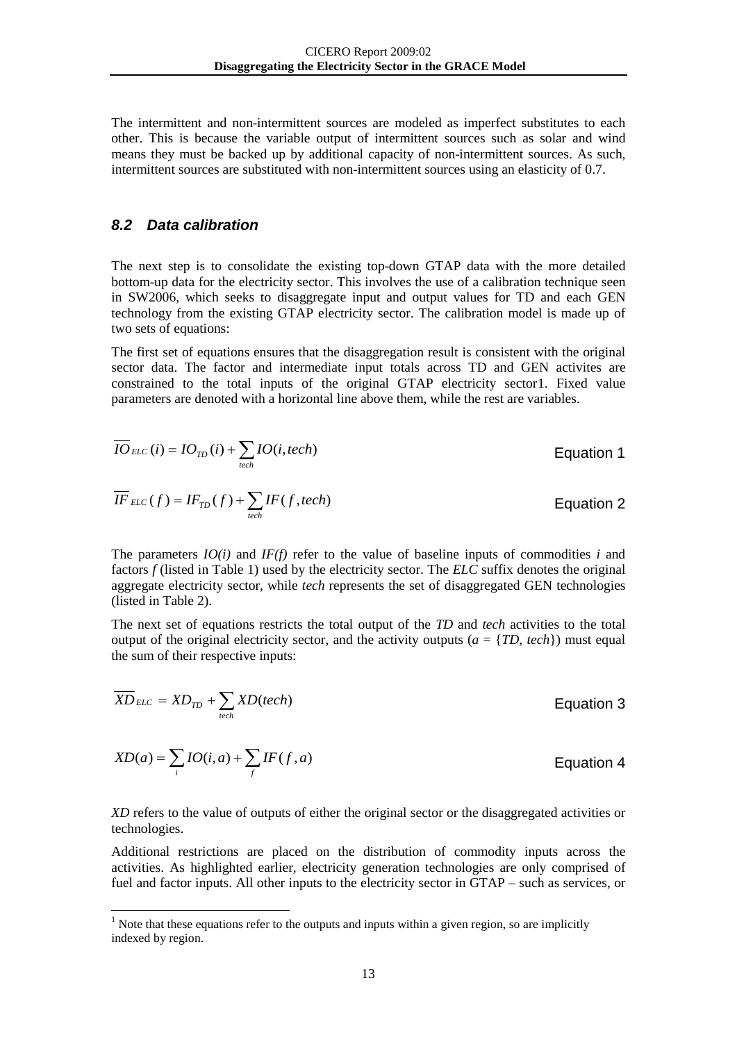The intermittent and non-intermittent sources are modeled as imperfect substitutes to each other. This is because the variable output of intermittent sources such as solar and wind means they must be backed up by additional capacity of non-intermittent sources. As such, intermittent sources are substituted with non-intermittent sources using an elasticity of 0.7.

### *8.2 Data calibration*

The next step is to consolidate the existing top-down GTAP data with the more detailed bottom-up data for the electricity sector. This involves the use of a calibration technique seen in SW2006, which seeks to disaggregate input and output values for TD and each GEN technology from the existing GTAP electricity sector. The calibration model is made up of two sets of equations:

The first set of equations ensures that the disaggregation result is consistent with the original sector data. The factor and intermediate input totals across TD and GEN activites are constrained to the total inputs of the original GTAP electricity sector[1]. Fixed value parameters are denoted with a horizontal line above them, while the rest are variables.

$$\overline{IO}_{ELC}(i) = IO_{TD}(i) + \sum_{tech} IO(i, tech) \qquad \text{Equation 1}$$

$$\overline{IF}_{ELC}(f) = IF_{TD}(f) + \sum_{tech} IF(f, tech) \qquad \text{Equation 2}$$

The parameters $IO(i)$ and $IF(f)$ refer to the value of baseline inputs of commodities $i$ and factors $f$ (listed in Table 1) used by the electricity sector. The *ELC* suffix denotes the original aggregate electricity sector, while *tech* represents the set of disaggregated GEN technologies (listed in Table 2).

The next set of equations restricts the total output of the *TD* and *tech* activities to the total output of the original electricity sector, and the activity outputs ($a = \{TD, tech\}$) must equal the sum of their respective inputs:

$$\overline{XD}_{ELC} = XD_{TD} + \sum_{tech} XD(tech) \qquad \text{Equation 3}$$

$$XD(a) = \sum_{i} IO(i, a) + \sum_{f} IF(f, a) \qquad \text{Equation 4}$$

*XD* refers to the value of outputs of either the original sector or the disaggregated activities or technologies.

Additional restrictions are placed on the distribution of commodity inputs across the activities. As highlighted earlier, electricity generation technologies are only comprised of fuel and factor inputs. All other inputs to the electricity sector in GTAP – such as services, or

[1] Note that these equations refer to the outputs and inputs within a given region, so are implicitly indexed by region.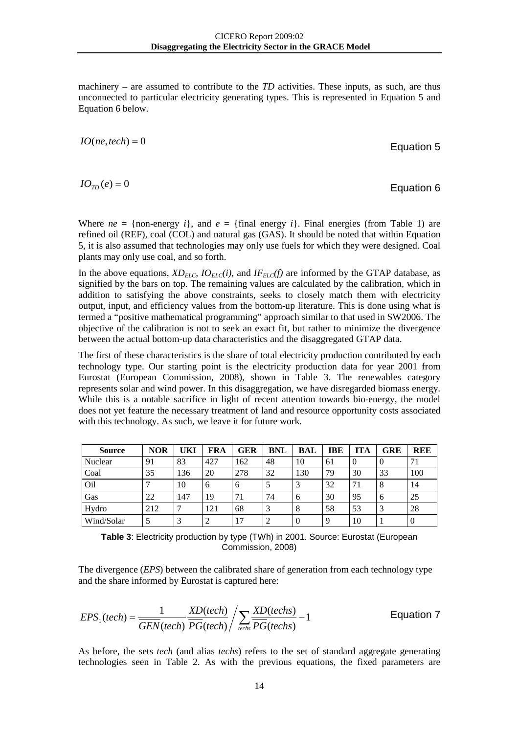machinery – are assumed to contribute to the *TD* activities. These inputs, as such, are thus unconnected to particular electricity generating types. This is represented in Equation 5 and Equation 6 below.

$$IO(ne, tech) = 0 \qquad \text{Equation 5}$$

$$IO_{TD}(e) = 0 \qquad \text{Equation 6}$$

Where $ne$ = {non-energy $i$}, and $e$ = {final energy $i$}. Final energies (from Table 1) are refined oil (REF), coal (COL) and natural gas (GAS). It should be noted that within Equation 5, it is also assumed that technologies may only use fuels for which they were designed. Coal plants may only use coal, and so forth.

In the above equations, $XD_{ELC}$, $IO_{ELC}(i)$, and $IF_{ELC}(f)$ are informed by the GTAP database, as signified by the bars on top. The remaining values are calculated by the calibration, which in addition to satisfying the above constraints, seeks to closely match them with electricity output, input, and efficiency values from the bottom-up literature. This is done using what is termed a "positive mathematical programming" approach similar to that used in SW2006. The objective of the calibration is not to seek an exact fit, but rather to minimize the divergence between the actual bottom-up data characteristics and the disaggregated GTAP data.

The first of these characteristics is the share of total electricity production contributed by each technology type. Our starting point is the electricity production data for year 2001 from Eurostat (European Commission, 2008), shown in Table 3. The renewables category represents solar and wind power. In this disaggregation, we have disregarded biomass energy. While this is a notable sacrifice in light of recent attention towards bio-energy, the model does not yet feature the necessary treatment of land and resource opportunity costs associated with this technology. As such, we leave it for future work.

| Source | NOR | UKI | FRA | GER | BNL | BAL | IBE | ITA | GRE | REE |
|---|---|---|---|---|---|---|---|---|---|---|
| Nuclear | 91 | 83 | 427 | 162 | 48 | 10 | 61 | 0 | 0 | 71 |
| Coal | 35 | 136 | 20 | 278 | 32 | 130 | 79 | 30 | 33 | 100 |
| Oil | 7 | 10 | 6 | 6 | 5 | 3 | 32 | 71 | 8 | 14 |
| Gas | 22 | 147 | 19 | 71 | 74 | 6 | 30 | 95 | 6 | 25 |
| Hydro | 212 | 7 | 121 | 68 | 3 | 8 | 58 | 53 | 3 | 28 |
| Wind/Solar | 5 | 3 | 2 | 17 | 2 | 0 | 9 | 10 | 1 | 0 |

**Table 3**: Electricity production by type (TWh) in 2001. Source: Eurostat (European Commission, 2008)

The divergence (*EPS*) between the calibrated share of generation from each technology type and the share informed by Eurostat is captured here:

$$EPS_1(tech) = \frac{1}{\overline{\overline{GEN}}(tech)} \frac{XD(tech)}{\overline{\overline{PG}}(tech)} \Bigg/ \sum_{techs} \frac{XD(techs)}{\overline{\overline{PG}}(techs)} - 1 \qquad \text{Equation 7}$$

As before, the sets *tech* (and alias *techs*) refers to the set of standard aggregate generating technologies seen in Table 2. As with the previous equations, the fixed parameters are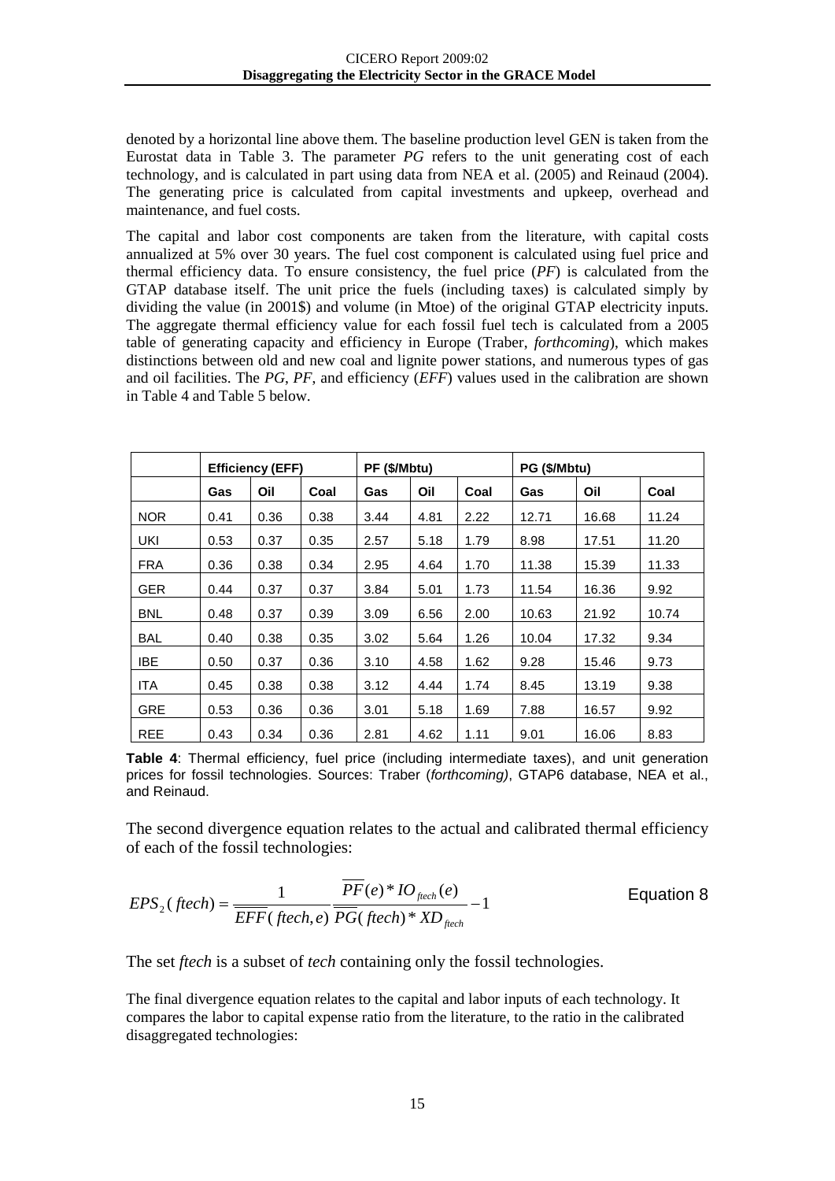denoted by a horizontal line above them. The baseline production level GEN is taken from the Eurostat data in Table 3. The parameter *PG* refers to the unit generating cost of each technology, and is calculated in part using data from NEA et al. (2005) and Reinaud (2004). The generating price is calculated from capital investments and upkeep, overhead and maintenance, and fuel costs.

The capital and labor cost components are taken from the literature, with capital costs annualized at 5% over 30 years. The fuel cost component is calculated using fuel price and thermal efficiency data. To ensure consistency, the fuel price (*PF*) is calculated from the GTAP database itself. The unit price the fuels (including taxes) is calculated simply by dividing the value (in 2001$) and volume (in Mtoe) of the original GTAP electricity inputs. The aggregate thermal efficiency value for each fossil fuel tech is calculated from a 2005 table of generating capacity and efficiency in Europe (Traber, *forthcoming*), which makes distinctions between old and new coal and lignite power stations, and numerous types of gas and oil facilities. The *PG*, *PF*, and efficiency (*EFF*) values used in the calibration are shown in Table 4 and Table 5 below.

| | **Efficiency (EFF)** | | | **PF ($/Mbtu)** | | | **PG ($/Mbtu)** | | |
|---|---|---|---|---|---|---|---|---|---|
| | **Gas** | **Oil** | **Coal** | **Gas** | **Oil** | **Coal** | **Gas** | **Oil** | **Coal** |
| NOR | 0.41 | 0.36 | 0.38 | 3.44 | 4.81 | 2.22 | 12.71 | 16.68 | 11.24 |
| UKI | 0.53 | 0.37 | 0.35 | 2.57 | 5.18 | 1.79 | 8.98 | 17.51 | 11.20 |
| FRA | 0.36 | 0.38 | 0.34 | 2.95 | 4.64 | 1.70 | 11.38 | 15.39 | 11.33 |
| GER | 0.44 | 0.37 | 0.37 | 3.84 | 5.01 | 1.73 | 11.54 | 16.36 | 9.92 |
| BNL | 0.48 | 0.37 | 0.39 | 3.09 | 6.56 | 2.00 | 10.63 | 21.92 | 10.74 |
| BAL | 0.40 | 0.38 | 0.35 | 3.02 | 5.64 | 1.26 | 10.04 | 17.32 | 9.34 |
| IBE | 0.50 | 0.37 | 0.36 | 3.10 | 4.58 | 1.62 | 9.28 | 15.46 | 9.73 |
| ITA | 0.45 | 0.38 | 0.38 | 3.12 | 4.44 | 1.74 | 8.45 | 13.19 | 9.38 |
| GRE | 0.53 | 0.36 | 0.36 | 3.01 | 5.18 | 1.69 | 7.88 | 16.57 | 9.92 |
| REE | 0.43 | 0.34 | 0.36 | 2.81 | 4.62 | 1.11 | 9.01 | 16.06 | 8.83 |

**Table 4**: Thermal efficiency, fuel price (including intermediate taxes), and unit generation prices for fossil technologies. Sources: Traber (*forthcoming)*, GTAP6 database, NEA et al., and Reinaud.

The second divergence equation relates to the actual and calibrated thermal efficiency of each of the fossil technologies:

$$EPS_2(ftech) = \frac{1}{\overline{EFF}(ftech,e)} \frac{\overline{PF}(e) * IO_{ftech}(e)}{\overline{PG}(ftech) * XD_{ftech}} - 1 \qquad \text{Equation 8}$$

The set *ftech* is a subset of *tech* containing only the fossil technologies.

The final divergence equation relates to the capital and labor inputs of each technology. It compares the labor to capital expense ratio from the literature, to the ratio in the calibrated disaggregated technologies: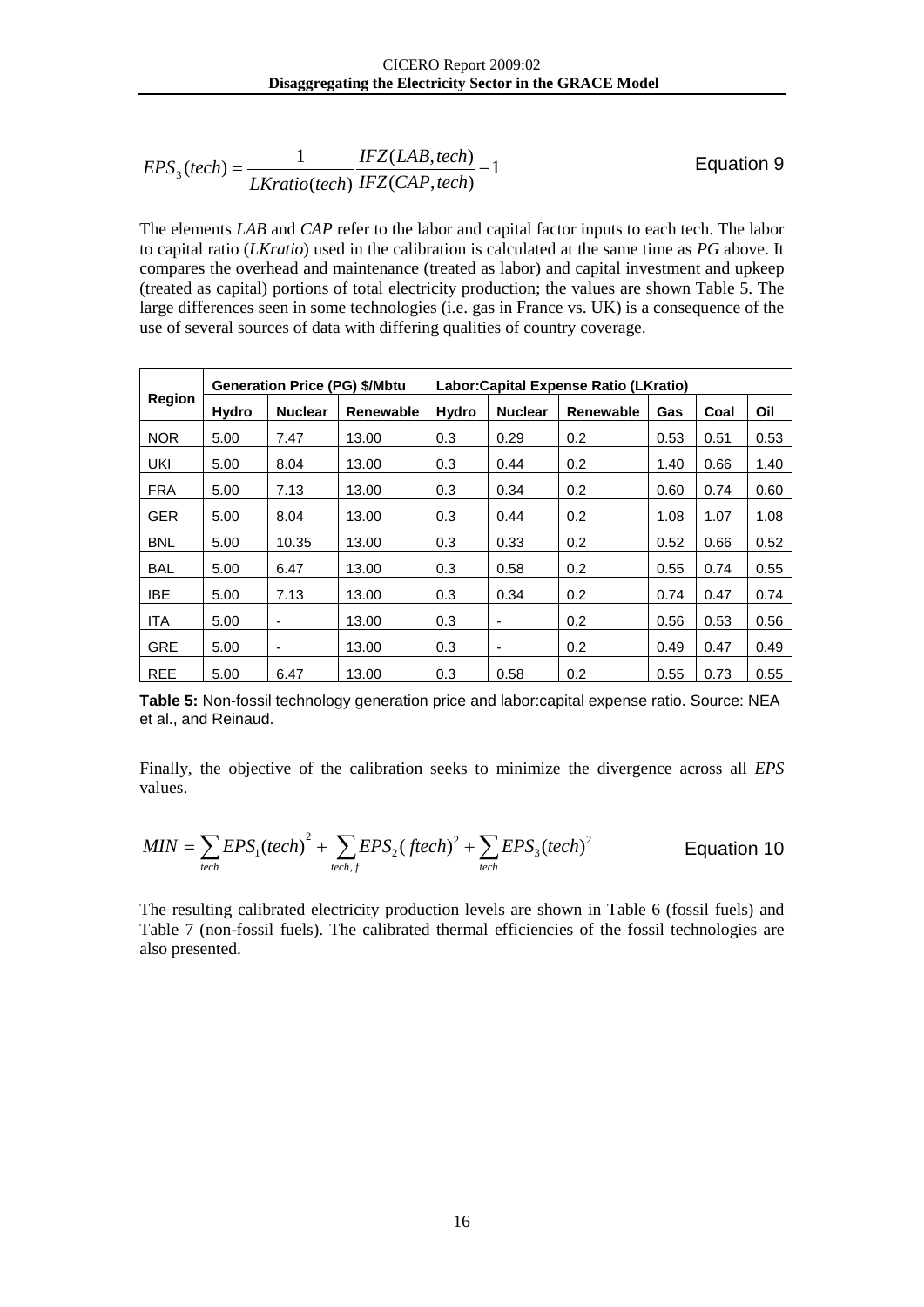$$EPS_3(tech) = \frac{1}{LKratio(tech)} \frac{IFZ(LAB, tech)}{IFZ(CAP, tech)} - 1 \qquad \text{Equation 9}$$

The elements *LAB* and *CAP* refer to the labor and capital factor inputs to each tech. The labor to capital ratio (*LKratio*) used in the calibration is calculated at the same time as *PG* above. It compares the overhead and maintenance (treated as labor) and capital investment and upkeep (treated as capital) portions of total electricity production; the values are shown Table 5. The large differences seen in some technologies (i.e. gas in France vs. UK) is a consequence of the use of several sources of data with differing qualities of country coverage.

| Region | Generation Price (PG) $/Mbtu | | | Labor:Capital Expense Ratio (LKratio) | | | | | |
|---|---|---|---|---|---|---|---|---|---|
| | Hydro | Nuclear | Renewable | Hydro | Nuclear | Renewable | Gas | Coal | Oil |
| NOR | 5.00 | 7.47 | 13.00 | 0.3 | 0.29 | 0.2 | 0.53 | 0.51 | 0.53 |
| UKI | 5.00 | 8.04 | 13.00 | 0.3 | 0.44 | 0.2 | 1.40 | 0.66 | 1.40 |
| FRA | 5.00 | 7.13 | 13.00 | 0.3 | 0.34 | 0.2 | 0.60 | 0.74 | 0.60 |
| GER | 5.00 | 8.04 | 13.00 | 0.3 | 0.44 | 0.2 | 1.08 | 1.07 | 1.08 |
| BNL | 5.00 | 10.35 | 13.00 | 0.3 | 0.33 | 0.2 | 0.52 | 0.66 | 0.52 |
| BAL | 5.00 | 6.47 | 13.00 | 0.3 | 0.58 | 0.2 | 0.55 | 0.74 | 0.55 |
| IBE | 5.00 | 7.13 | 13.00 | 0.3 | 0.34 | 0.2 | 0.74 | 0.47 | 0.74 |
| ITA | 5.00 | - | 13.00 | 0.3 | - | 0.2 | 0.56 | 0.53 | 0.56 |
| GRE | 5.00 | - | 13.00 | 0.3 | - | 0.2 | 0.49 | 0.47 | 0.49 |
| REE | 5.00 | 6.47 | 13.00 | 0.3 | 0.58 | 0.2 | 0.55 | 0.73 | 0.55 |

**Table 5:** Non-fossil technology generation price and labor:capital expense ratio. Source: NEA et al., and Reinaud.

Finally, the objective of the calibration seeks to minimize the divergence across all *EPS* values.

$$MIN = \sum_{tech} EPS_1(tech)^2 + \sum_{tech,f} EPS_2(ftech)^2 + \sum_{tech} EPS_3(tech)^2 \qquad \text{Equation 10}$$

The resulting calibrated electricity production levels are shown in Table 6 (fossil fuels) and Table 7 (non-fossil fuels). The calibrated thermal efficiencies of the fossil technologies are also presented.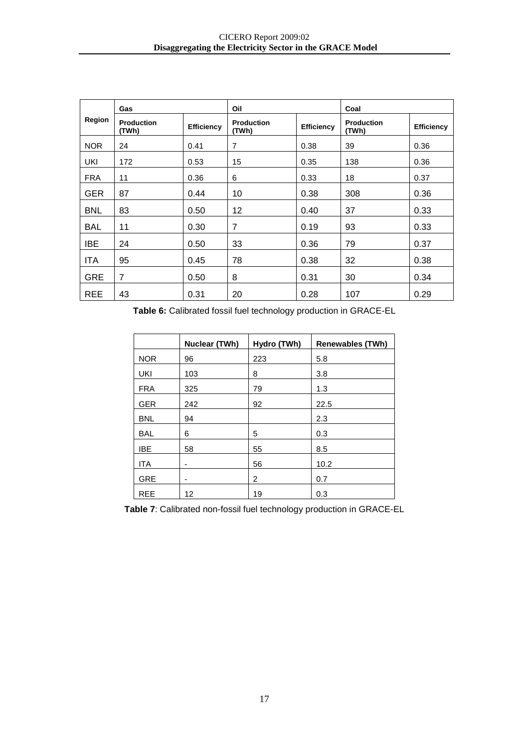| Region | Gas | | Oil | | Coal | |
|---|---|---|---|---|---|---|
| | Production (TWh) | Efficiency | Production (TWh) | Efficiency | Production (TWh) | Efficiency |
| NOR | 24 | 0.41 | 7 | 0.38 | 39 | 0.36 |
| UKI | 172 | 0.53 | 15 | 0.35 | 138 | 0.36 |
| FRA | 11 | 0.36 | 6 | 0.33 | 18 | 0.37 |
| GER | 87 | 0.44 | 10 | 0.38 | 308 | 0.36 |
| BNL | 83 | 0.50 | 12 | 0.40 | 37 | 0.33 |
| BAL | 11 | 0.30 | 7 | 0.19 | 93 | 0.33 |
| IBE | 24 | 0.50 | 33 | 0.36 | 79 | 0.37 |
| ITA | 95 | 0.45 | 78 | 0.38 | 32 | 0.38 |
| GRE | 7 | 0.50 | 8 | 0.31 | 30 | 0.34 |
| REE | 43 | 0.31 | 20 | 0.28 | 107 | 0.29 |

**Table 6:** Calibrated fossil fuel technology production in GRACE-EL

| | Nuclear (TWh) | Hydro (TWh) | Renewables (TWh) |
|---|---|---|---|
| NOR | 96 | 223 | 5.8 |
| UKI | 103 | 8 | 3.8 |
| FRA | 325 | 79 | 1.3 |
| GER | 242 | 92 | 22.5 |
| BNL | 94 | | 2.3 |
| BAL | 6 | 5 | 0.3 |
| IBE | 58 | 55 | 8.5 |
| ITA | - | 56 | 10.2 |
| GRE | - | 2 | 0.7 |
| REE | 12 | 19 | 0.3 |

**Table 7**: Calibrated non-fossil fuel technology production in GRACE-EL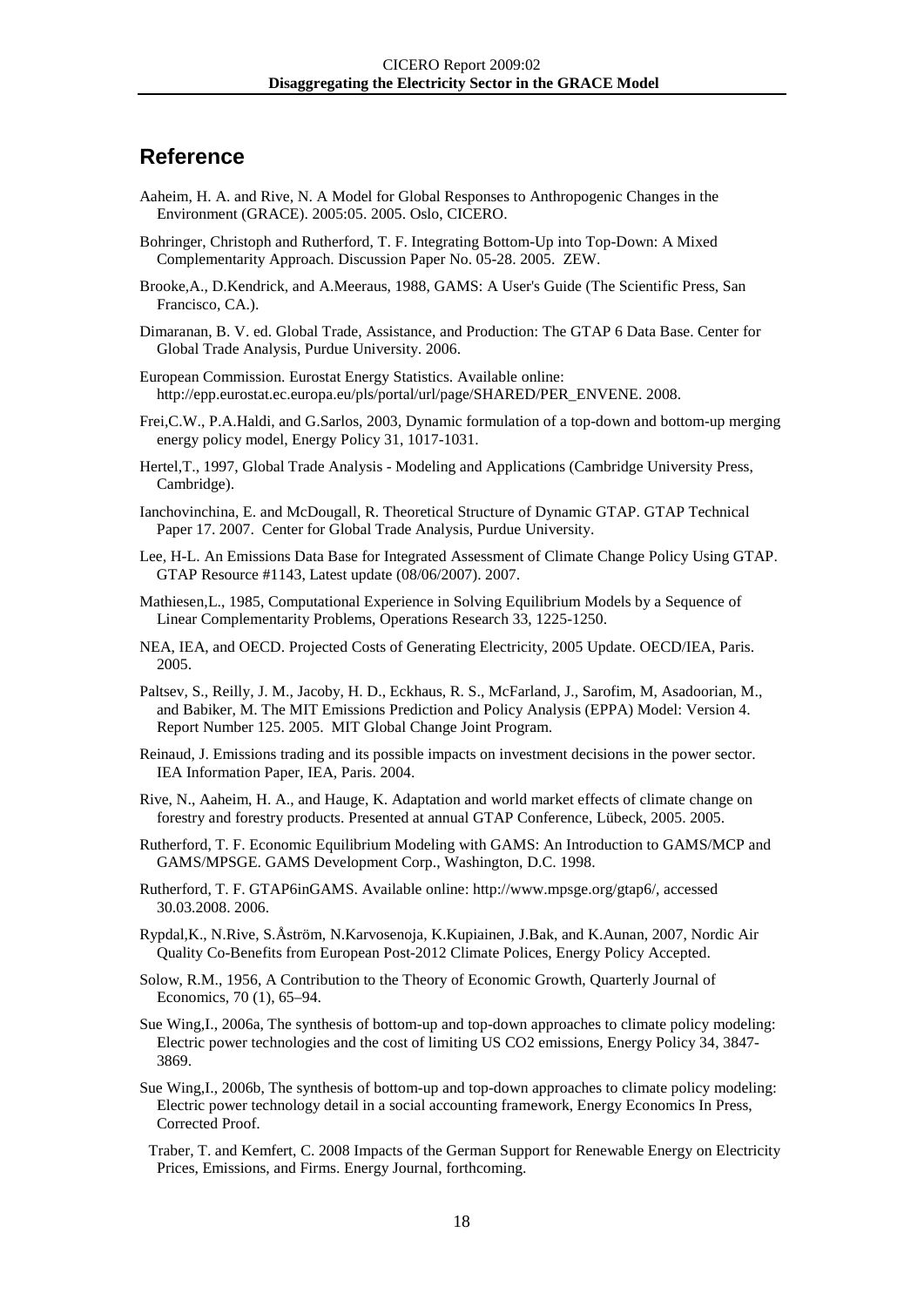## Reference

Aaheim, H. A. and Rive, N. A Model for Global Responses to Anthropogenic Changes in the Environment (GRACE). 2005:05. 2005. Oslo, CICERO.

Bohringer, Christoph and Rutherford, T. F. Integrating Bottom-Up into Top-Down: A Mixed Complementarity Approach. Discussion Paper No. 05-28. 2005. ZEW.

Brooke,A., D.Kendrick, and A.Meeraus, 1988, GAMS: A User's Guide (The Scientific Press, San Francisco, CA.).

Dimaranan, B. V. ed. Global Trade, Assistance, and Production: The GTAP 6 Data Base. Center for Global Trade Analysis, Purdue University. 2006.

European Commission. Eurostat Energy Statistics. Available online: http://epp.eurostat.ec.europa.eu/pls/portal/url/page/SHARED/PER_ENVENE. 2008.

Frei,C.W., P.A.Haldi, and G.Sarlos, 2003, Dynamic formulation of a top-down and bottom-up merging energy policy model, Energy Policy 31, 1017-1031.

Hertel,T., 1997, Global Trade Analysis - Modeling and Applications (Cambridge University Press, Cambridge).

Ianchovinchina, E. and McDougall, R. Theoretical Structure of Dynamic GTAP. GTAP Technical Paper 17. 2007. Center for Global Trade Analysis, Purdue University.

Lee, H-L. An Emissions Data Base for Integrated Assessment of Climate Change Policy Using GTAP. GTAP Resource #1143, Latest update (08/06/2007). 2007.

Mathiesen,L., 1985, Computational Experience in Solving Equilibrium Models by a Sequence of Linear Complementarity Problems, Operations Research 33, 1225-1250.

NEA, IEA, and OECD. Projected Costs of Generating Electricity, 2005 Update. OECD/IEA, Paris. 2005.

Paltsev, S., Reilly, J. M., Jacoby, H. D., Eckhaus, R. S., McFarland, J., Sarofim, M, Asadoorian, M., and Babiker, M. The MIT Emissions Prediction and Policy Analysis (EPPA) Model: Version 4. Report Number 125. 2005. MIT Global Change Joint Program.

Reinaud, J. Emissions trading and its possible impacts on investment decisions in the power sector. IEA Information Paper, IEA, Paris. 2004.

Rive, N., Aaheim, H. A., and Hauge, K. Adaptation and world market effects of climate change on forestry and forestry products. Presented at annual GTAP Conference, Lübeck, 2005. 2005.

Rutherford, T. F. Economic Equilibrium Modeling with GAMS: An Introduction to GAMS/MCP and GAMS/MPSGE. GAMS Development Corp., Washington, D.C. 1998.

Rutherford, T. F. GTAP6inGAMS. Available online: http://www.mpsge.org/gtap6/, accessed 30.03.2008. 2006.

Rypdal,K., N.Rive, S.Åström, N.Karvosenoja, K.Kupiainen, J.Bak, and K.Aunan, 2007, Nordic Air Quality Co-Benefits from European Post-2012 Climate Polices, Energy Policy Accepted.

Solow, R.M., 1956, A Contribution to the Theory of Economic Growth, Quarterly Journal of Economics, 70 (1), 65–94.

Sue Wing,I., 2006a, The synthesis of bottom-up and top-down approaches to climate policy modeling: Electric power technologies and the cost of limiting US CO2 emissions, Energy Policy 34, 3847-3869.

Sue Wing,I., 2006b, The synthesis of bottom-up and top-down approaches to climate policy modeling: Electric power technology detail in a social accounting framework, Energy Economics In Press, Corrected Proof.

Traber, T. and Kemfert, C. 2008 Impacts of the German Support for Renewable Energy on Electricity Prices, Emissions, and Firms. Energy Journal, forthcoming.